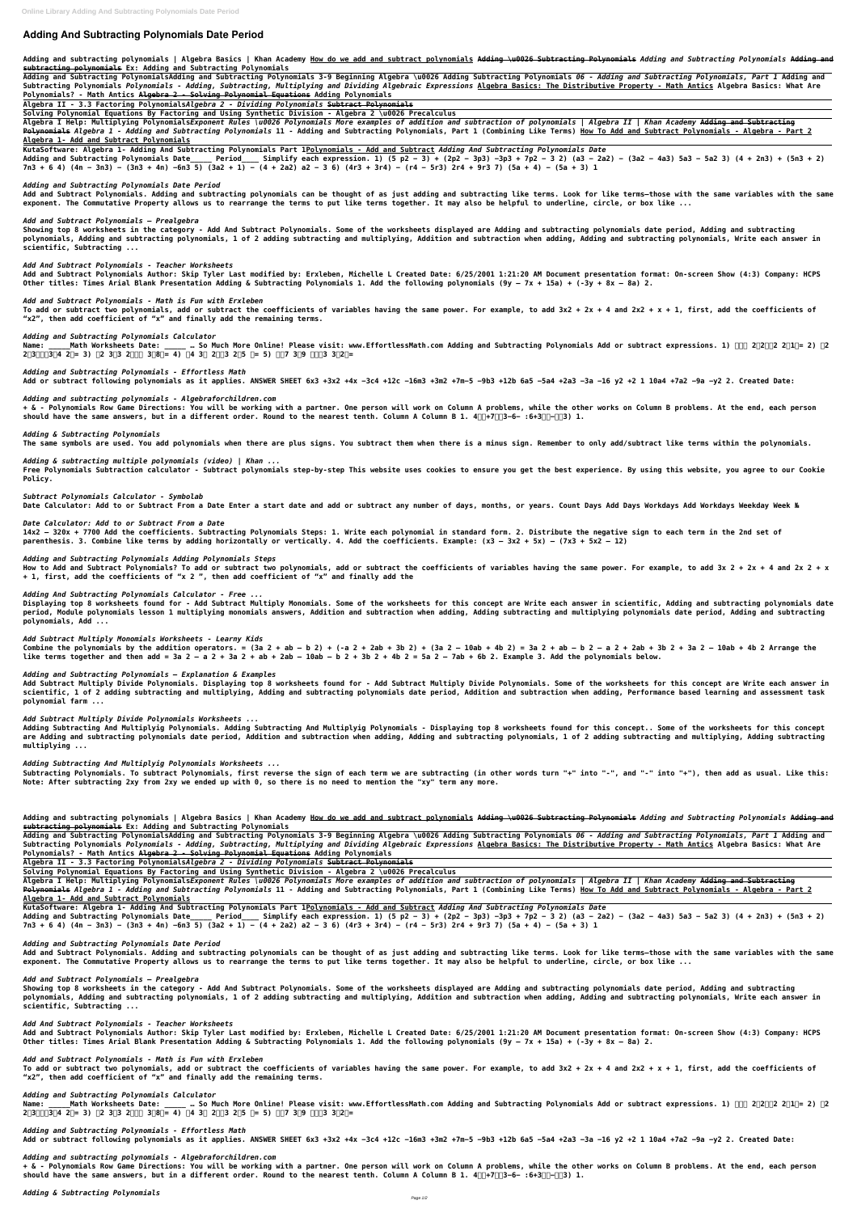# Adding And Subtracting Polynomials Date Period

**Adding and subtracting polynomials | Algebra Basics | Khan Academy How do we add and subtract polynomials Adding \u0026 Subtracting Polynomials *Adding and Subtracting Polynomials* Adding and subtracting polynomials Ex: Adding and Subtracting Polynomials**

**Adding and Subtracting PolynomialsAdding and Subtracting Polynomials 3-9 Beginning Algebra \u0026 Adding Subtracting Polynomials *06 - Adding and Subtracting Polynomials, Part 1* Adding and Subtracting Polynomials *Polynomials - Adding, Subtracting, Multiplying and Dividing Algebraic Expressions* Algebra Basics: The Distributive Property - Math Antics Algebra Basics: What Are Polynomials? - Math Antics Algebra 2 - Solving Polynomial Equations Adding Polynomials**

**Algebra II - 3.3 Factoring Polynomials*Algebra 2 - Dividing Polynomials* Subtract Polynomials**

**Solving Polynomial Equations By Factoring and Using Synthetic Division - Algebra 2 \u0026 Precalculus**

**Algebra I Help: Multiplying Polynomials*Exponent Rules \u0026 Polynomials More examples of addition and subtraction of polynomials | Algebra II | Khan Academy* Adding and Subtracting Polynomials *Algebra 1 - Adding and Subtracting Polynomials* 11 - Adding and Subtracting Polynomials, Part 1 (Combining Like Terms) How To Add and Subtract Polynomials - Algebra - Part 2 Algebra 1- Add and Subtract Polynomials**

**KutaSoftware: Algebra 1- Adding And Subtracting Polynomials Part 1Polynomials - Add and Subtract *Adding And Subtracting Polynomials Date***

**Adding and Subtracting Polynomials Date\_\_\_\_\_ Period\_\_\_\_ Simplify each expression. 1) (5 p2 − 3) + (2p2 − 3p3) −3p3 + 7p2 − 3 2) (a3 − 2a2) − (3a2 − 4a3) 5a3 − 5a2 3) (4 + 2n3) + (5n3 + 2) 7n3 + 6 4) (4n − 3n3) − (3n3 + 4n) −6n3 5) (3a2 + 1) − (4 + 2a2) a2 − 3 6) (4r3 + 3r4) − (r4 − 5r3) 2r4 + 9r3 7) (5a + 4) − (5a + 3) 1**

***Adding and Subtracting Polynomials Date Period***

**Add and Subtract Polynomials. Adding and subtracting polynomials can be thought of as just adding and subtracting like terms. Look for like terms—those with the same variables with the same exponent. The Commutative Property allows us to rearrange the terms to put like terms together. It may also be helpful to underline, circle, or box like ...**

***Add and Subtract Polynomials – Prealgebra***

**Showing top 8 worksheets in the category - Add And Subtract Polynomials. Some of the worksheets displayed are Adding and subtracting polynomials date period, Adding and subtracting polynomials, Adding and subtracting polynomials, 1 of 2 adding subtracting and multiplying, Addition and subtraction when adding, Adding and subtracting polynomials, Write each answer in scientific, Subtracting ...**

***Add And Subtract Polynomials - Teacher Worksheets***

**Add and Subtract Polynomials Author: Skip Tyler Last modified by: Erxleben, Michelle L Created Date: 6/25/2001 1:21:20 AM Document presentation format: On-screen Show (4:3) Company: HCPS Other titles: Times Arial Blank Presentation Adding & Subtracting Polynomials 1. Add the following polynomials (9y – 7x + 15a) + (-3y + 8x – 8a) 2.**

***Add and Subtract Polynomials - Math is Fun with Erxleben***

**To add or subtract two polynomials, add or subtract the coefficients of variables having the same power. For example, to add 3x2 + 2x + 4 and 2x2 + x + 1, first, add the coefficients of "x2", then add coefficient of "x" and finally add the remaining terms.**

***Adding and Subtracting Polynomials Calculator***

**Name: \_\_\_\_\_Math Worksheets Date: \_\_\_\_\_ … So Much More Online! Please visit: www.EffortlessMath.com Adding and Subtracting Polynomials Add or subtract expressions. 1) 2 2 2 2 1 = 2) 2 3 3 4 2 = 3) 2 3 3 2 3 8 = 4) 4 3 2 3 2 5 = 5) 7 3 9 3 3 2 =**

***Adding and Subtracting Polynomials - Effortless Math***

**Add or subtract following polynomials as it applies. ANSWER SHEET 6x3 +3x2 +4x −3c4 +12c −16m3 +3m2 +7m−5 −9b3 +12b 6a5 −5a4 +2a3 −3a −16 y2 +2 1 10a4 +7a2 −9a −y2 2. Created Date:**

***Adding and subtracting polynomials - Algebraforchildren.com***

**+ & - Polynomials Row Game Directions: You will be working with a partner. One person will work on Column A problems, while the other works on Column B problems. At the end, each person should have the same answers, but in a different order. Round to the nearest tenth. Column A Column B 1. 4 +7 3−6− :6+3 − 3) 1.**

***Adding & Subtracting Polynomials***

**The same symbols are used. You add polynomials when there are plus signs. You subtract them when there is a minus sign. Remember to only add/subtract like terms within the polynomials.**

***Adding & subtracting multiple polynomials (video) | Khan ...***

**Free Polynomials Subtraction calculator - Subtract polynomials step-by-step This website uses cookies to ensure you get the best experience. By using this website, you agree to our Cookie Policy.**

***Subtract Polynomials Calculator - Symbolab***

**Date Calculator: Add to or Subtract From a Date Enter a start date and add or subtract any number of days, months, or years. Count Days Add Days Workdays Add Workdays Weekday Week №**

***Date Calculator: Add to or Subtract From a Date***

**14x2 – 320x + 7700 Add the coefficients. Subtracting Polynomials Steps: 1. Write each polynomial in standard form. 2. Distribute the negative sign to each term in the 2nd set of parenthesis. 3. Combine like terms by adding horizontally or vertically. 4. Add the coefficients. Example: (x3 – 3x2 + 5x) – (7x3 + 5x2 – 12)**

***Adding and Subtracting Polynomials Adding Polynomials Steps***

**How to Add and Subtract Polynomials? To add or subtract two polynomials, add or subtract the coefficients of variables having the same power. For example, to add 3x 2 + 2x + 4 and 2x 2 + x + 1, first, add the coefficients of "x 2 ", then add coefficient of "x" and finally add the**

***Adding And Subtracting Polynomials Calculator - Free ...***

**Displaying top 8 worksheets found for - Add Subtract Multiply Monomials. Some of the worksheets for this concept are Write each answer in scientific, Adding and subtracting polynomials date period, Module polynomials lesson 1 multiplying monomials answers, Addition and subtraction when adding, Adding subtracting and multiplying polynomials date period, Adding and subtracting polynomials, Add ...**

***Add Subtract Multiply Monomials Worksheets - Learny Kids***

**Combine the polynomials by the addition operators. = (3a 2 + ab – b 2) + (-a 2 + 2ab + 3b 2) + (3a 2 – 10ab + 4b 2) = 3a 2 + ab – b 2 – a 2 + 2ab + 3b 2 + 3a 2 – 10ab + 4b 2 Arrange the like terms together and then add = 3a 2 – a 2 + 3a 2 + ab + 2ab – 10ab – b 2 + 3b 2 + 4b 2 = 5a 2 – 7ab + 6b 2. Example 3. Add the polynomials below.**

***Adding and Subtracting Polynomials – Explanation & Examples***

**Add Subtract Multiply Divide Polynomials. Displaying top 8 worksheets found for - Add Subtract Multiply Divide Polynomials. Some of the worksheets for this concept are Write each answer in scientific, 1 of 2 adding subtracting and multiplying, Adding and subtracting polynomials date period, Addition and subtraction when adding, Performance based learning and assessment task polynomial farm ...**

***Add Subtract Multiply Divide Polynomials Worksheets ...***

**Adding Subtracting And Multiplyig Polynomials. Adding Subtracting And Multiplyig Polynomials - Displaying top 8 worksheets found for this concept.. Some of the worksheets for this concept are Adding and subtracting polynomials date period, Addition and subtraction when adding, Adding and subtracting polynomials, 1 of 2 adding subtracting and multiplying, Adding subtracting and multiplying ...**

***Adding Subtracting And Multiplyig Polynomials Worksheets ...***

**Subtracting Polynomials. To subtract Polynomials, first reverse the sign of each term we are subtracting (in other words turn "+" into "-", and "-" into "+"), then add as usual. Like this: Note: After subtracting 2xy from 2xy we ended up with 0, so there is no need to mention the "xy" term any more.**

**Adding and subtracting polynomials | Algebra Basics | Khan Academy How do we add and subtract polynomials Adding \u0026 Subtracting Polynomials *Adding and Subtracting Polynomials* Adding and subtracting polynomials Ex: Adding and Subtracting Polynomials**

**Adding and Subtracting PolynomialsAdding and Subtracting Polynomials 3-9 Beginning Algebra \u0026 Adding Subtracting Polynomials *06 - Adding and Subtracting Polynomials, Part 1* Adding and Subtracting Polynomials *Polynomials - Adding, Subtracting, Multiplying and Dividing Algebraic Expressions* Algebra Basics: The Distributive Property - Math Antics Algebra Basics: What Are Polynomials? - Math Antics Algebra 2 - Solving Polynomial Equations Adding Polynomials**

**Algebra II - 3.3 Factoring Polynomials*Algebra 2 - Dividing Polynomials* Subtract Polynomials**

**Solving Polynomial Equations By Factoring and Using Synthetic Division - Algebra 2 \u0026 Precalculus**

**Algebra I Help: Multiplying Polynomials*Exponent Rules \u0026 Polynomials More examples of addition and subtraction of polynomials | Algebra II | Khan Academy* Adding and Subtracting Polynomials *Algebra 1 - Adding and Subtracting Polynomials* 11 - Adding and Subtracting Polynomials, Part 1 (Combining Like Terms) How To Add and Subtract Polynomials - Algebra - Part 2 Algebra 1- Add and Subtract Polynomials**

**KutaSoftware: Algebra 1- Adding And Subtracting Polynomials Part 1Polynomials - Add and Subtract *Adding And Subtracting Polynomials Date***

**Adding and Subtracting Polynomials Date\_\_\_\_\_ Period\_\_\_\_ Simplify each expression. 1) (5 p2 − 3) + (2p2 − 3p3) −3p3 + 7p2 − 3 2) (a3 − 2a2) − (3a2 − 4a3) 5a3 − 5a2 3) (4 + 2n3) + (5n3 + 2) 7n3 + 6 4) (4n − 3n3) − (3n3 + 4n) −6n3 5) (3a2 + 1) − (4 + 2a2) a2 − 3 6) (4r3 + 3r4) − (r4 − 5r3) 2r4 + 9r3 7) (5a + 4) − (5a + 3) 1**

***Adding and Subtracting Polynomials Date Period***

**Add and Subtract Polynomials. Adding and subtracting polynomials can be thought of as just adding and subtracting like terms. Look for like terms—those with the same variables with the same exponent. The Commutative Property allows us to rearrange the terms to put like terms together. It may also be helpful to underline, circle, or box like ...**

***Add and Subtract Polynomials – Prealgebra***

**Showing top 8 worksheets in the category - Add And Subtract Polynomials. Some of the worksheets displayed are Adding and subtracting polynomials date period, Adding and subtracting polynomials, Adding and subtracting polynomials, 1 of 2 adding subtracting and multiplying, Addition and subtraction when adding, Adding and subtracting polynomials, Write each answer in scientific, Subtracting ...**

***Add And Subtract Polynomials - Teacher Worksheets***

**Add and Subtract Polynomials Author: Skip Tyler Last modified by: Erxleben, Michelle L Created Date: 6/25/2001 1:21:20 AM Document presentation format: On-screen Show (4:3) Company: HCPS Other titles: Times Arial Blank Presentation Adding & Subtracting Polynomials 1. Add the following polynomials (9y – 7x + 15a) + (-3y + 8x – 8a) 2.**

***Add and Subtract Polynomials - Math is Fun with Erxleben***

**To add or subtract two polynomials, add or subtract the coefficients of variables having the same power. For example, to add 3x2 + 2x + 4 and 2x2 + x + 1, first, add the coefficients of "x2", then add coefficient of "x" and finally add the remaining terms.**

***Adding and Subtracting Polynomials Calculator***

**Name: \_\_\_\_\_Math Worksheets Date: \_\_\_\_\_ … So Much More Online! Please visit: www.EffortlessMath.com Adding and Subtracting Polynomials Add or subtract expressions. 1) 2 2 2 2 1 = 2) 2 3 3 4 2 = 3) 2 3 3 2 3 8 = 4) 4 3 2 3 2 5 = 5) 7 3 9 3 3 2 =**

***Adding and Subtracting Polynomials - Effortless Math***

**Add or subtract following polynomials as it applies. ANSWER SHEET 6x3 +3x2 +4x −3c4 +12c −16m3 +3m2 +7m−5 −9b3 +12b 6a5 −5a4 +2a3 −3a −16 y2 +2 1 10a4 +7a2 −9a −y2 2. Created Date:**

***Adding and subtracting polynomials - Algebraforchildren.com***

**+ & - Polynomials Row Game Directions: You will be working with a partner. One person will work on Column A problems, while the other works on Column B problems. At the end, each person should have the same answers, but in a different order. Round to the nearest tenth. Column A Column B 1. 4 +7 3−6− :6+3 − 3) 1.**

***Adding & Subtracting Polynomials***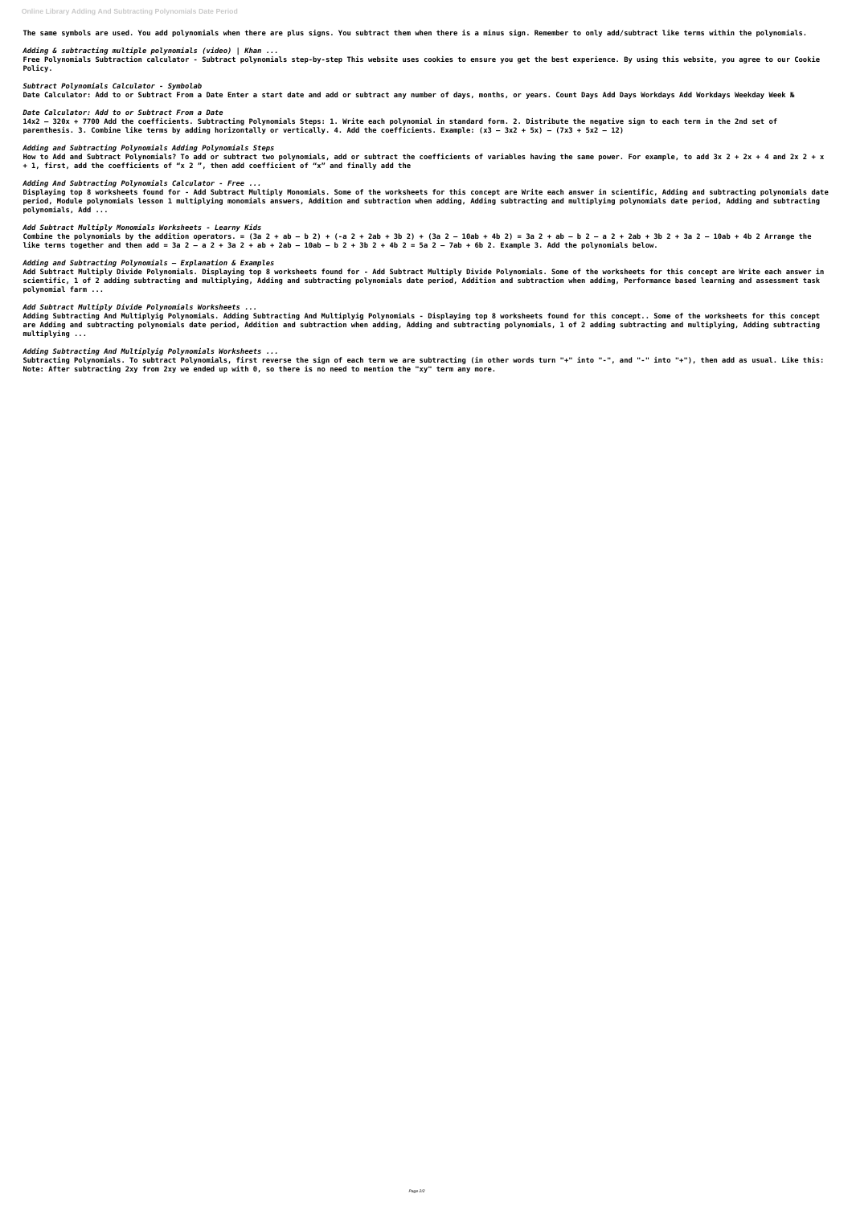The same symbols are used. You add polynomials when there are plus signs. You subtract them when there is a minus sign. Remember to only add/subtract like terms within the polynomials.

*Adding & subtracting multiple polynomials (video) | Khan ...*

Free Polynomials Subtraction calculator - Subtract polynomials step-by-step This website uses cookies to ensure you get the best experience. By using this website, you agree to our Cookie Policy.

*Subtract Polynomials Calculator - Symbolab*

Date Calculator: Add to or Subtract From a Date Enter a start date and add or subtract any number of days, months, or years. Count Days Add Days Workdays Add Workdays Weekday Week №

*Date Calculator: Add to or Subtract From a Date*

14x2 – 320x + 7700 Add the coefficients. Subtracting Polynomials Steps: 1. Write each polynomial in standard form. 2. Distribute the negative sign to each term in the 2nd set of parenthesis. 3. Combine like terms by adding horizontally or vertically. 4. Add the coefficients. Example: (x3 – 3x2 + 5x) – (7x3 + 5x2 – 12)

*Adding and Subtracting Polynomials Adding Polynomials Steps*

How to Add and Subtract Polynomials? To add or subtract two polynomials, add or subtract the coefficients of variables having the same power. For example, to add 3x 2 + 2x + 4 and 2x 2 + x + 1, first, add the coefficients of "x 2 ", then add coefficient of "x" and finally add the

*Adding And Subtracting Polynomials Calculator - Free ...*

Displaying top 8 worksheets found for - Add Subtract Multiply Monomials. Some of the worksheets for this concept are Write each answer in scientific, Adding and subtracting polynomials date period, Module polynomials lesson 1 multiplying monomials answers, Addition and subtraction when adding, Adding subtracting and multiplying polynomials date period, Adding and subtracting polynomials, Add ...

*Add Subtract Multiply Monomials Worksheets - Learny Kids*

Combine the polynomials by the addition operators. = (3a 2 + ab – b 2) + (-a 2 + 2ab + 3b 2) + (3a 2 – 10ab + 4b 2) = 3a 2 + ab – b 2 – a 2 + 2ab + 3b 2 + 3a 2 – 10ab + 4b 2 Arrange the like terms together and then add = 3a 2 – a 2 + 3a 2 + ab + 2ab – 10ab – b 2 + 3b 2 + 4b 2 = 5a 2 – 7ab + 6b 2. Example 3. Add the polynomials below.

*Adding and Subtracting Polynomials – Explanation & Examples*

Add Subtract Multiply Divide Polynomials. Displaying top 8 worksheets found for - Add Subtract Multiply Divide Polynomials. Some of the worksheets for this concept are Write each answer in scientific, 1 of 2 adding subtracting and multiplying, Adding and subtracting polynomials date period, Addition and subtraction when adding, Performance based learning and assessment task polynomial farm ...

*Add Subtract Multiply Divide Polynomials Worksheets ...*

Adding Subtracting And Multiplyig Polynomials. Adding Subtracting And Multiplyig Polynomials - Displaying top 8 worksheets found for this concept.. Some of the worksheets for this concept are Adding and subtracting polynomials date period, Addition and subtraction when adding, Adding and subtracting polynomials, 1 of 2 adding subtracting and multiplying, Adding subtracting multiplying ...

*Adding Subtracting And Multiplyig Polynomials Worksheets ...*

Subtracting Polynomials. To subtract Polynomials, first reverse the sign of each term we are subtracting (in other words turn "+" into "-", and "-" into "+"), then add as usual. Like this: Note: After subtracting 2xy from 2xy we ended up with 0, so there is no need to mention the "xy" term any more.